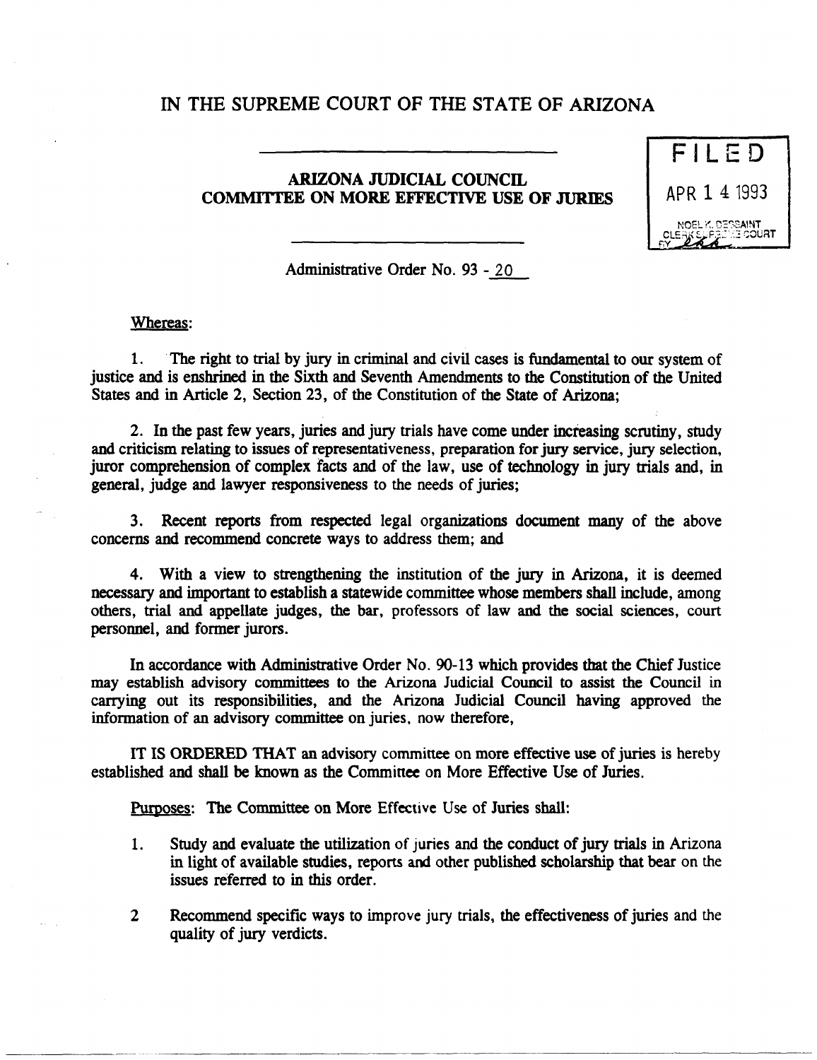# IN THE SUPREME COURT OF THE STATE OF ARIZONA

---

**ARIZONA JUDICIAL COUNCIL**
**COMMITTEE ON MORE EFFECTIVE USE OF JURIES**

---

FILED
APR 1 4 1993
NOEL K. DESSAINT
CLERK SUPREME COURT
BY

Administrative Order No. 93 - 20

Whereas:

1. The right to trial by jury in criminal and civil cases is fundamental to our system of justice and is enshrined in the Sixth and Seventh Amendments to the Constitution of the United States and in Article 2, Section 23, of the Constitution of the State of Arizona;

2. In the past few years, juries and jury trials have come under increasing scrutiny, study and criticism relating to issues of representativeness, preparation for jury service, jury selection, juror comprehension of complex facts and of the law, use of technology in jury trials and, in general, judge and lawyer responsiveness to the needs of juries;

3. Recent reports from respected legal organizations document many of the above concerns and recommend concrete ways to address them; and

4. With a view to strengthening the institution of the jury in Arizona, it is deemed necessary and important to establish a statewide committee whose members shall include, among others, trial and appellate judges, the bar, professors of law and the social sciences, court personnel, and former jurors.

In accordance with Administrative Order No. 90-13 which provides that the Chief Justice may establish advisory committees to the Arizona Judicial Council to assist the Council in carrying out its responsibilities, and the Arizona Judicial Council having approved the information of an advisory committee on juries, now therefore,

IT IS ORDERED THAT an advisory committee on more effective use of juries is hereby established and shall be known as the Committee on More Effective Use of Juries.

Purposes: The Committee on More Effective Use of Juries shall:

1. Study and evaluate the utilization of juries and the conduct of jury trials in Arizona in light of available studies, reports and other published scholarship that bear on the issues referred to in this order.

2 Recommend specific ways to improve jury trials, the effectiveness of juries and the quality of jury verdicts.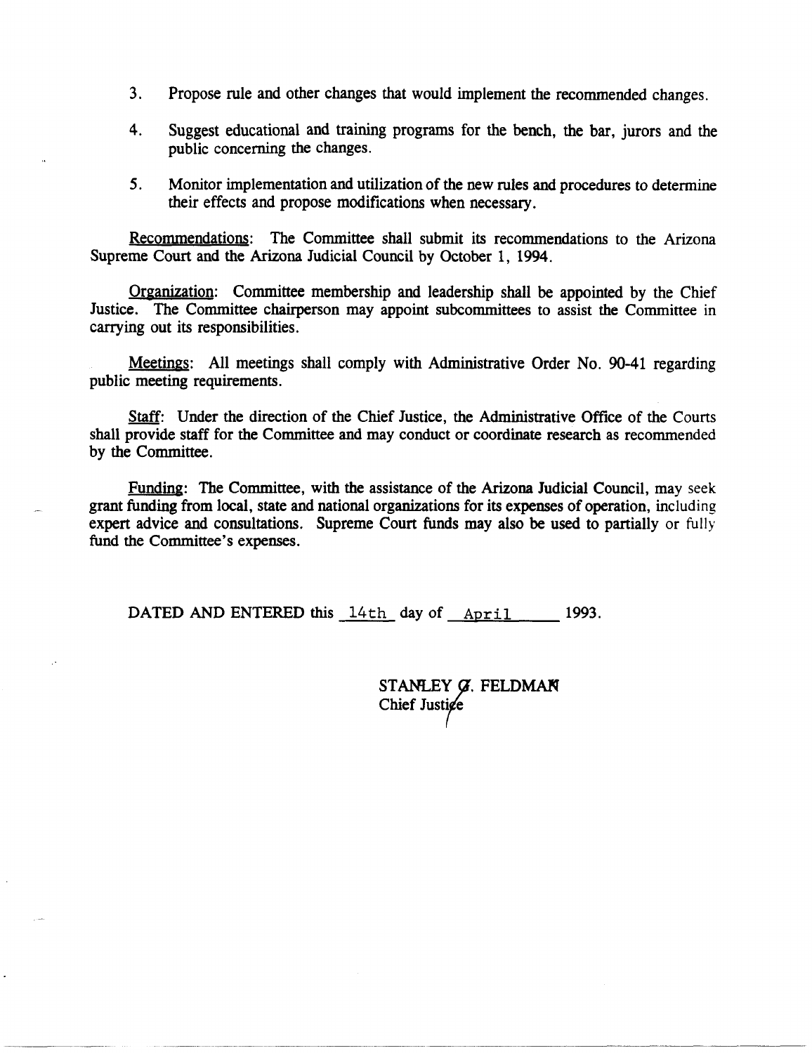3. Propose rule and other changes that would implement the recommended changes.

4. Suggest educational and training programs for the bench, the bar, jurors and the public concerning the changes.

5. Monitor implementation and utilization of the new rules and procedures to determine their effects and propose modifications when necessary.

Recommendations: The Committee shall submit its recommendations to the Arizona Supreme Court and the Arizona Judicial Council by October 1, 1994.

Organization: Committee membership and leadership shall be appointed by the Chief Justice. The Committee chairperson may appoint subcommittees to assist the Committee in carrying out its responsibilities.

Meetings: All meetings shall comply with Administrative Order No. 90-41 regarding public meeting requirements.

Staff: Under the direction of the Chief Justice, the Administrative Office of the Courts shall provide staff for the Committee and may conduct or coordinate research as recommended by the Committee.

Funding: The Committee, with the assistance of the Arizona Judicial Council, may seek grant funding from local, state and national organizations for its expenses of operation, including expert advice and consultations. Supreme Court funds may also be used to partially or fully fund the Committee's expenses.

DATED AND ENTERED this 14th day of April 1993.

STANLEY G. FELDMAN
Chief Justice